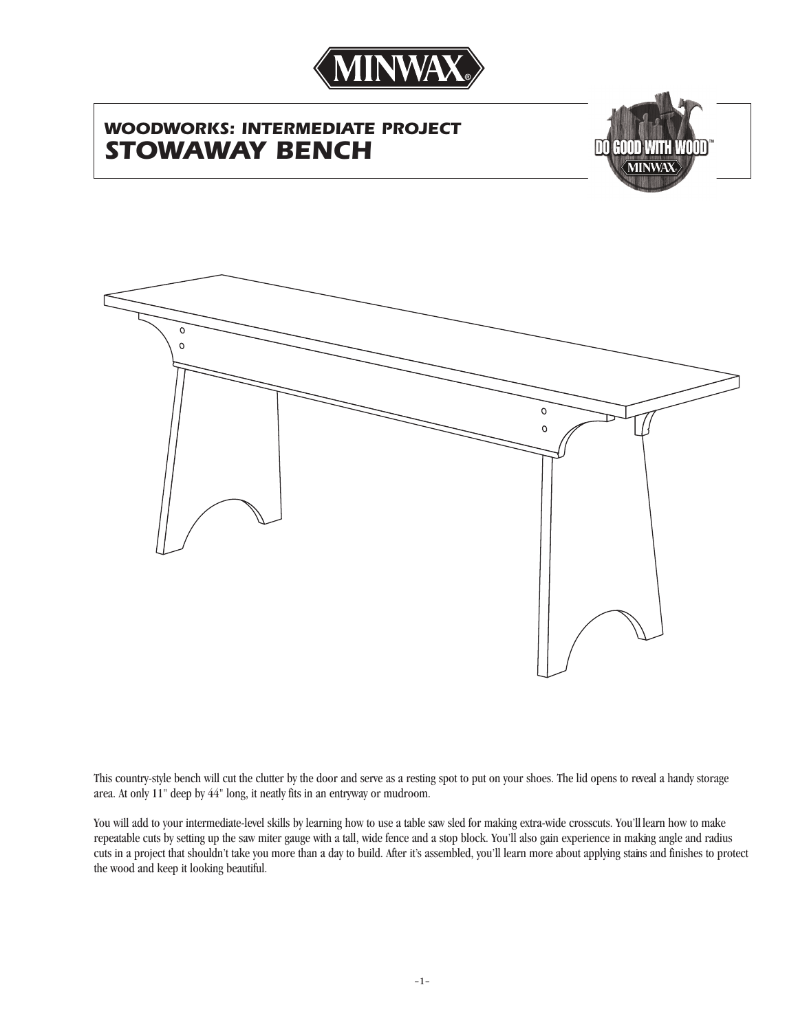# WOODWORKS: INTERMEDIATE PROJECT
# STOWAWAY BENCH

This country-style bench will cut the clutter by the door and serve as a resting spot to put on your shoes. The lid opens to reveal a handy storage area. At only 11" deep by 44" long, it neatly fits in an entryway or mudroom.

You will add to your intermediate-level skills by learning how to use a table saw sled for making extra-wide crosscuts. You'll learn how to make repeatable cuts by setting up the saw miter gauge with a tall, wide fence and a stop block. You'll also gain experience in making angle and radius cuts in a project that shouldn't take you more than a day to build. After it's assembled, you'll learn more about applying stains and finishes to protect the wood and keep it looking beautiful.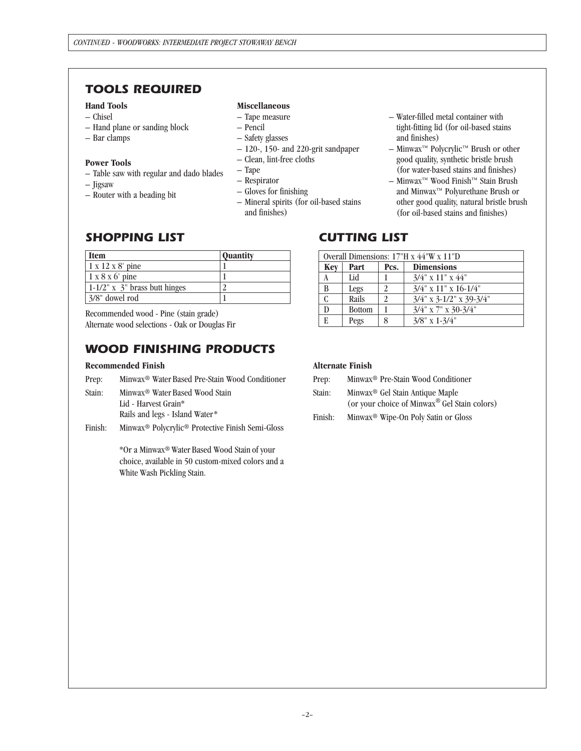## TOOLS REQUIRED

**Hand Tools**
– Chisel
– Hand plane or sanding block
– Bar clamps

**Power Tools**
– Table saw with regular and dado blades
– Jigsaw
– Router with a beading bit

**Miscellaneous**
– Tape measure
– Pencil
– Safety glasses
– 120-, 150- and 220-grit sandpaper
– Clean, lint-free cloths
– Tape
– Respirator
– Gloves for finishing
– Mineral spirits (for oil-based stains and finishes)
– Water-filled metal container with tight-fitting lid (for oil-based stains and finishes)
– Minwax™ Polycrylic™ Brush or other good quality, synthetic bristle brush (for water-based stains and finishes)
– Minwax™ Wood Finish™ Stain Brush and Minwax™ Polyurethane Brush or other good quality, natural bristle brush (for oil-based stains and finishes)

## SHOPPING LIST

| Item | Quantity |
|---|---|
| 1 x 12 x 8' pine | 1 |
| 1 x 8 x 6' pine | 1 |
| 1-1/2" x 3" brass butt hinges | 2 |
| 3/8" dowel rod | 1 |

Recommended wood - Pine (stain grade)
Alternate wood selections - Oak or Douglas Fir

## CUTTING LIST

| Overall Dimensions: 17"H x 44"W x 11"D | | | |
|---|---|---|---|
| **Key** | **Part** | **Pcs.** | **Dimensions** |
| A | Lid | 1 | 3/4" x 11" x 44" |
| B | Legs | 2 | 3/4" x 11" x 16-1/4" |
| C | Rails | 2 | 3/4" x 3-1/2" x 39-3/4" |
| D | Bottom | 1 | 3/4" x 7" x 30-3/4" |
| E | Pegs | 8 | 3/8" x 1-3/4" |

## WOOD FINISHING PRODUCTS

**Recommended Finish**

Prep: Minwax® Water Based Pre-Stain Wood Conditioner

Stain: Minwax® Water Based Wood Stain
Lid - Harvest Grain*
Rails and legs - Island Water*

Finish: Minwax® Polycrylic® Protective Finish Semi-Gloss

*Or a Minwax® Water Based Wood Stain of your choice, available in 50 custom-mixed colors and a White Wash Pickling Stain.

**Alternate Finish**

Prep: Minwax® Pre-Stain Wood Conditioner

Stain: Minwax® Gel Stain Antique Maple
(or your choice of Minwax® Gel Stain colors)

Finish: Minwax® Wipe-On Poly Satin or Gloss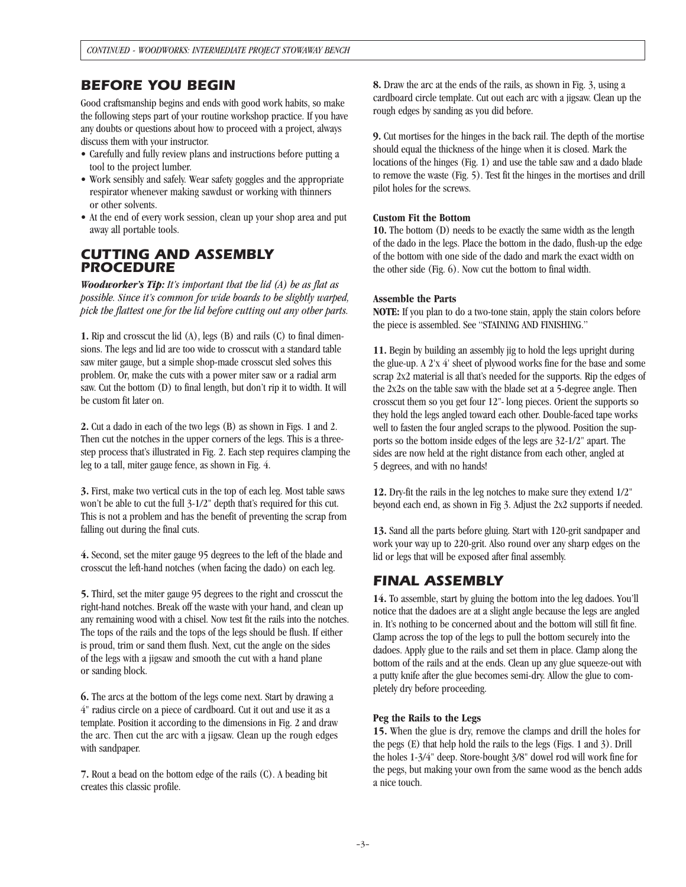## BEFORE YOU BEGIN

Good craftsmanship begins and ends with good work habits, so make the following steps part of your routine workshop practice. If you have any doubts or questions about how to proceed with a project, always discuss them with your instructor.

- Carefully and fully review plans and instructions before putting a tool to the project lumber.
- Work sensibly and safely. Wear safety goggles and the appropriate respirator whenever making sawdust or working with thinners or other solvents.
- At the end of every work session, clean up your shop area and put away all portable tools.

## CUTTING AND ASSEMBLY PROCEDURE

***Woodworker's Tip:*** *It's important that the lid (A) be as flat as possible. Since it's common for wide boards to be slightly warped, pick the flattest one for the lid before cutting out any other parts.*

**1.** Rip and crosscut the lid (A), legs (B) and rails (C) to final dimensions. The legs and lid are too wide to crosscut with a standard table saw miter gauge, but a simple shop-made crosscut sled solves this problem. Or, make the cuts with a power miter saw or a radial arm saw. Cut the bottom (D) to final length, but don't rip it to width. It will be custom fit later on.

**2.** Cut a dado in each of the two legs (B) as shown in Figs. 1 and 2. Then cut the notches in the upper corners of the legs. This is a three-step process that's illustrated in Fig. 2. Each step requires clamping the leg to a tall, miter gauge fence, as shown in Fig. 4.

**3.** First, make two vertical cuts in the top of each leg. Most table saws won't be able to cut the full 3-1/2" depth that's required for this cut. This is not a problem and has the benefit of preventing the scrap from falling out during the final cuts.

**4.** Second, set the miter gauge 95 degrees to the left of the blade and crosscut the left-hand notches (when facing the dado) on each leg.

**5.** Third, set the miter gauge 95 degrees to the right and crosscut the right-hand notches. Break off the waste with your hand, and clean up any remaining wood with a chisel. Now test fit the rails into the notches. The tops of the rails and the tops of the legs should be flush. If either is proud, trim or sand them flush. Next, cut the angle on the sides of the legs with a jigsaw and smooth the cut with a hand plane or sanding block.

**6.** The arcs at the bottom of the legs come next. Start by drawing a 4" radius circle on a piece of cardboard. Cut it out and use it as a template. Position it according to the dimensions in Fig. 2 and draw the arc. Then cut the arc with a jigsaw. Clean up the rough edges with sandpaper.

**7.** Rout a bead on the bottom edge of the rails (C). A beading bit creates this classic profile.

**8.** Draw the arc at the ends of the rails, as shown in Fig. 3, using a cardboard circle template. Cut out each arc with a jigsaw. Clean up the rough edges by sanding as you did before.

**9.** Cut mortises for the hinges in the back rail. The depth of the mortise should equal the thickness of the hinge when it is closed. Mark the locations of the hinges (Fig. 1) and use the table saw and a dado blade to remove the waste (Fig. 5). Test fit the hinges in the mortises and drill pilot holes for the screws.

### Custom Fit the Bottom

**10.** The bottom (D) needs to be exactly the same width as the length of the dado in the legs. Place the bottom in the dado, flush-up the edge of the bottom with one side of the dado and mark the exact width on the other side (Fig. 6). Now cut the bottom to final width.

### Assemble the Parts

**NOTE:** If you plan to do a two-tone stain, apply the stain colors before the piece is assembled. See "STAINING AND FINISHING."

**11.** Begin by building an assembly jig to hold the legs upright during the glue-up. A 2'x 4' sheet of plywood works fine for the base and some scrap 2x2 material is all that's needed for the supports. Rip the edges of the 2x2s on the table saw with the blade set at a 5-degree angle. Then crosscut them so you get four 12"- long pieces. Orient the supports so they hold the legs angled toward each other. Double-faced tape works well to fasten the four angled scraps to the plywood. Position the supports so the bottom inside edges of the legs are 32-1/2" apart. The sides are now held at the right distance from each other, angled at 5 degrees, and with no hands!

**12.** Dry-fit the rails in the leg notches to make sure they extend 1/2" beyond each end, as shown in Fig 3. Adjust the 2x2 supports if needed.

**13.** Sand all the parts before gluing. Start with 120-grit sandpaper and work your way up to 220-grit. Also round over any sharp edges on the lid or legs that will be exposed after final assembly.

## FINAL ASSEMBLY

**14.** To assemble, start by gluing the bottom into the leg dadoes. You'll notice that the dadoes are at a slight angle because the legs are angled in. It's nothing to be concerned about and the bottom will still fit fine. Clamp across the top of the legs to pull the bottom securely into the dadoes. Apply glue to the rails and set them in place. Clamp along the bottom of the rails and at the ends. Clean up any glue squeeze-out with a putty knife after the glue becomes semi-dry. Allow the glue to completely dry before proceeding.

### Peg the Rails to the Legs

**15.** When the glue is dry, remove the clamps and drill the holes for the pegs (E) that help hold the rails to the legs (Figs. 1 and 3). Drill the holes 1-3/4" deep. Store-bought 3/8" dowel rod will work fine for the pegs, but making your own from the same wood as the bench adds a nice touch.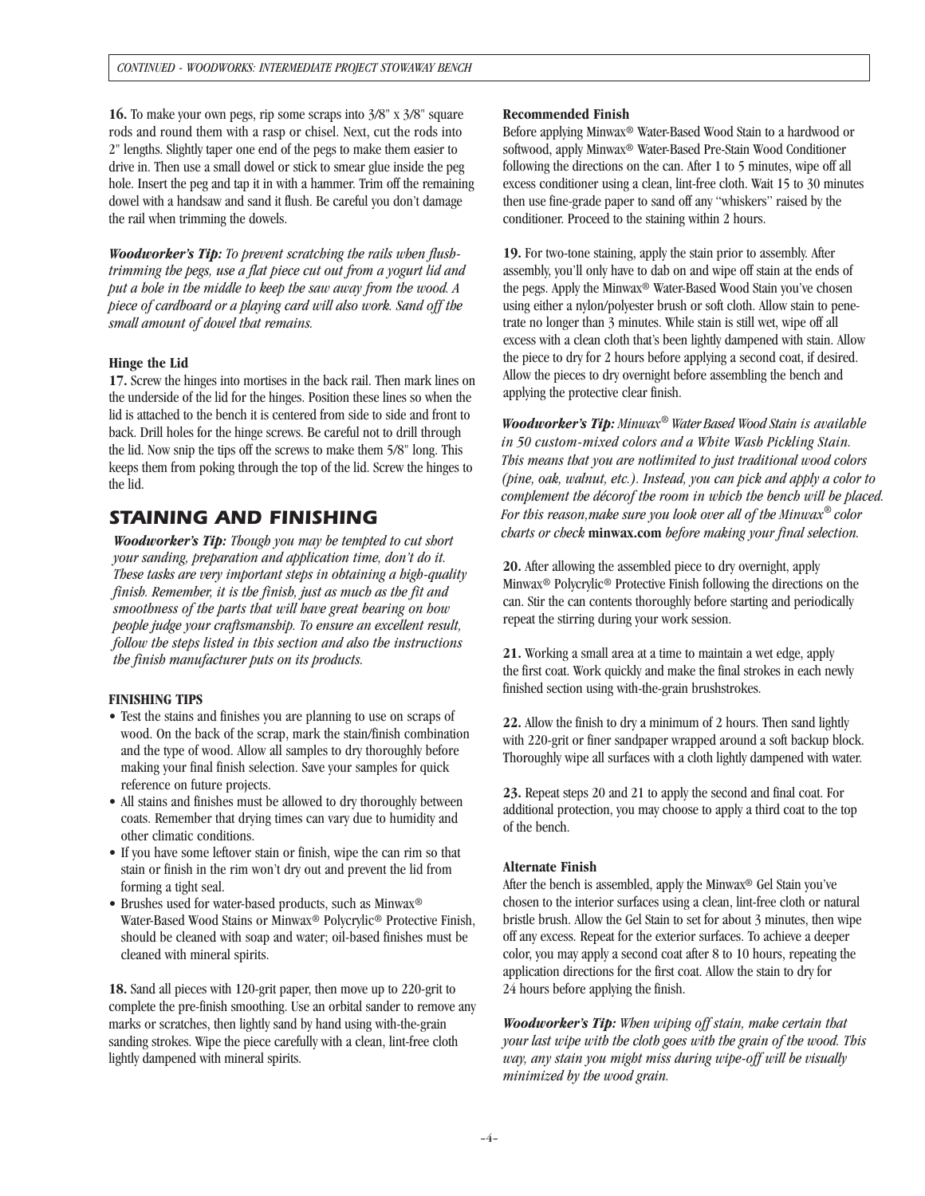**16.** To make your own pegs, rip some scraps into 3/8" x 3/8" square rods and round them with a rasp or chisel. Next, cut the rods into 2" lengths. Slightly taper one end of the pegs to make them easier to drive in. Then use a small dowel or stick to smear glue inside the peg hole. Insert the peg and tap it in with a hammer. Trim off the remaining dowel with a handsaw and sand it flush. Be careful you don't damage the rail when trimming the dowels.

***Woodworker's Tip:*** *To prevent scratching the rails when flush-trimming the pegs, use a flat piece cut out from a yogurt lid and put a hole in the middle to keep the saw away from the wood. A piece of cardboard or a playing card will also work. Sand off the small amount of dowel that remains.*

### Hinge the Lid

**17.** Screw the hinges into mortises in the back rail. Then mark lines on the underside of the lid for the hinges. Position these lines so when the lid is attached to the bench it is centered from side to side and front to back. Drill holes for the hinge screws. Be careful not to drill through the lid. Now snip the tips off the screws to make them 5/8" long. This keeps them from poking through the top of the lid. Screw the hinges to the lid.

## STAINING AND FINISHING

***Woodworker's Tip:*** *Though you may be tempted to cut short your sanding, preparation and application time, don't do it. These tasks are very important steps in obtaining a high-quality finish. Remember, it is the finish, just as much as the fit and smoothness of the parts that will have great bearing on how people judge your craftsmanship. To ensure an excellent result, follow the steps listed in this section and also the instructions the finish manufacturer puts on its products.*

### FINISHING TIPS

- Test the stains and finishes you are planning to use on scraps of wood. On the back of the scrap, mark the stain/finish combination and the type of wood. Allow all samples to dry thoroughly before making your final finish selection. Save your samples for quick reference on future projects.
- All stains and finishes must be allowed to dry thoroughly between coats. Remember that drying times can vary due to humidity and other climatic conditions.
- If you have some leftover stain or finish, wipe the can rim so that stain or finish in the rim won't dry out and prevent the lid from forming a tight seal.
- Brushes used for water-based products, such as Minwax® Water-Based Wood Stains or Minwax® Polycrylic® Protective Finish, should be cleaned with soap and water; oil-based finishes must be cleaned with mineral spirits.

**18.** Sand all pieces with 120-grit paper, then move up to 220-grit to complete the pre-finish smoothing. Use an orbital sander to remove any marks or scratches, then lightly sand by hand using with-the-grain sanding strokes. Wipe the piece carefully with a clean, lint-free cloth lightly dampened with mineral spirits.

### Recommended Finish

Before applying Minwax® Water-Based Wood Stain to a hardwood or softwood, apply Minwax® Water-Based Pre-Stain Wood Conditioner following the directions on the can. After 1 to 5 minutes, wipe off all excess conditioner using a clean, lint-free cloth. Wait 15 to 30 minutes then use fine-grade paper to sand off any "whiskers" raised by the conditioner. Proceed to the staining within 2 hours.

**19.** For two-tone staining, apply the stain prior to assembly. After assembly, you'll only have to dab on and wipe off stain at the ends of the pegs. Apply the Minwax® Water-Based Wood Stain you've chosen using either a nylon/polyester brush or soft cloth. Allow stain to penetrate no longer than 3 minutes. While stain is still wet, wipe off all excess with a clean cloth that's been lightly dampened with stain. Allow the piece to dry for 2 hours before applying a second coat, if desired. Allow the pieces to dry overnight before assembling the bench and applying the protective clear finish.

***Woodworker's Tip:*** *Minwax® Water Based Wood Stain is available in 50 custom-mixed colors and a White Wash Pickling Stain. This means that you are notlimited to just traditional wood colors (pine, oak, walnut, etc.). Instead, you can pick and apply a color to complement the décorof the room in which the bench will be placed. For this reason,make sure you look over all of the Minwax® color charts or check* **minwax.com** *before making your final selection.*

**20.** After allowing the assembled piece to dry overnight, apply Minwax® Polycrylic® Protective Finish following the directions on the can. Stir the can contents thoroughly before starting and periodically repeat the stirring during your work session.

**21.** Working a small area at a time to maintain a wet edge, apply the first coat. Work quickly and make the final strokes in each newly finished section using with-the-grain brushstrokes.

**22.** Allow the finish to dry a minimum of 2 hours. Then sand lightly with 220-grit or finer sandpaper wrapped around a soft backup block. Thoroughly wipe all surfaces with a cloth lightly dampened with water.

**23.** Repeat steps 20 and 21 to apply the second and final coat. For additional protection, you may choose to apply a third coat to the top of the bench.

### Alternate Finish

After the bench is assembled, apply the Minwax® Gel Stain you've chosen to the interior surfaces using a clean, lint-free cloth or natural bristle brush. Allow the Gel Stain to set for about 3 minutes, then wipe off any excess. Repeat for the exterior surfaces. To achieve a deeper color, you may apply a second coat after 8 to 10 hours, repeating the application directions for the first coat. Allow the stain to dry for 24 hours before applying the finish.

***Woodworker's Tip:*** *When wiping off stain, make certain that your last wipe with the cloth goes with the grain of the wood. This way, any stain you might miss during wipe-off will be visually minimized by the wood grain.*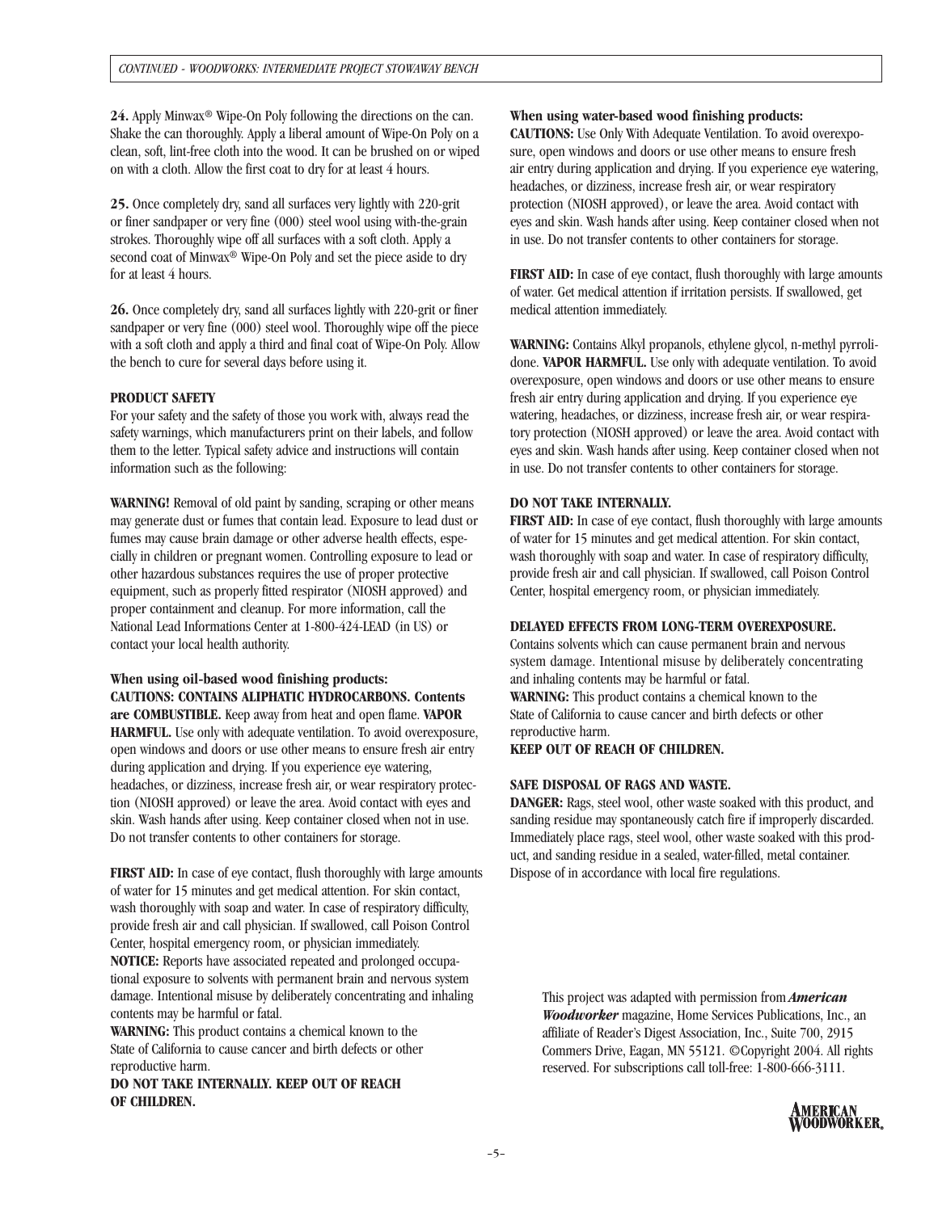**24.** Apply Minwax® Wipe-On Poly following the directions on the can. Shake the can thoroughly. Apply a liberal amount of Wipe-On Poly on a clean, soft, lint-free cloth into the wood. It can be brushed on or wiped on with a cloth. Allow the first coat to dry for at least 4 hours.

**25.** Once completely dry, sand all surfaces very lightly with 220-grit or finer sandpaper or very fine (000) steel wool using with-the-grain strokes. Thoroughly wipe off all surfaces with a soft cloth. Apply a second coat of Minwax® Wipe-On Poly and set the piece aside to dry for at least 4 hours.

**26.** Once completely dry, sand all surfaces lightly with 220-grit or finer sandpaper or very fine (000) steel wool. Thoroughly wipe off the piece with a soft cloth and apply a third and final coat of Wipe-On Poly. Allow the bench to cure for several days before using it.

**PRODUCT SAFETY**

For your safety and the safety of those you work with, always read the safety warnings, which manufacturers print on their labels, and follow them to the letter. Typical safety advice and instructions will contain information such as the following:

**WARNING!** Removal of old paint by sanding, scraping or other means may generate dust or fumes that contain lead. Exposure to lead dust or fumes may cause brain damage or other adverse health effects, especially in children or pregnant women. Controlling exposure to lead or other hazardous substances requires the use of proper protective equipment, such as properly fitted respirator (NIOSH approved) and proper containment and cleanup. For more information, call the National Lead Informations Center at 1-800-424-LEAD (in US) or contact your local health authority.

**When using oil-based wood finishing products:**
**CAUTIONS: CONTAINS ALIPHATIC HYDROCARBONS. Contents are COMBUSTIBLE.** Keep away from heat and open flame. **VAPOR HARMFUL.** Use only with adequate ventilation. To avoid overexposure, open windows and doors or use other means to ensure fresh air entry during application and drying. If you experience eye watering, headaches, or dizziness, increase fresh air, or wear respiratory protection (NIOSH approved) or leave the area. Avoid contact with eyes and skin. Wash hands after using. Keep container closed when not in use. Do not transfer contents to other containers for storage.

**FIRST AID:** In case of eye contact, flush thoroughly with large amounts of water for 15 minutes and get medical attention. For skin contact, wash thoroughly with soap and water. In case of respiratory difficulty, provide fresh air and call physician. If swallowed, call Poison Control Center, hospital emergency room, or physician immediately.
**NOTICE:** Reports have associated repeated and prolonged occupational exposure to solvents with permanent brain and nervous system damage. Intentional misuse by deliberately concentrating and inhaling contents may be harmful or fatal.
**WARNING:** This product contains a chemical known to the State of California to cause cancer and birth defects or other reproductive harm.
**DO NOT TAKE INTERNALLY. KEEP OUT OF REACH OF CHILDREN.**

**When using water-based wood finishing products:**
**CAUTIONS:** Use Only With Adequate Ventilation. To avoid overexposure, open windows and doors or use other means to ensure fresh air entry during application and drying. If you experience eye watering, headaches, or dizziness, increase fresh air, or wear respiratory protection (NIOSH approved), or leave the area. Avoid contact with eyes and skin. Wash hands after using. Keep container closed when not in use. Do not transfer contents to other containers for storage.

**FIRST AID:** In case of eye contact, flush thoroughly with large amounts of water. Get medical attention if irritation persists. If swallowed, get medical attention immediately.

**WARNING:** Contains Alkyl propanols, ethylene glycol, n-methyl pyrrolidone. **VAPOR HARMFUL.** Use only with adequate ventilation. To avoid overexposure, open windows and doors or use other means to ensure fresh air entry during application and drying. If you experience eye watering, headaches, or dizziness, increase fresh air, or wear respiratory protection (NIOSH approved) or leave the area. Avoid contact with eyes and skin. Wash hands after using. Keep container closed when not in use. Do not transfer contents to other containers for storage.

**DO NOT TAKE INTERNALLY.**
**FIRST AID:** In case of eye contact, flush thoroughly with large amounts of water for 15 minutes and get medical attention. For skin contact, wash thoroughly with soap and water. In case of respiratory difficulty, provide fresh air and call physician. If swallowed, call Poison Control Center, hospital emergency room, or physician immediately.

**DELAYED EFFECTS FROM LONG-TERM OVEREXPOSURE.**
Contains solvents which can cause permanent brain and nervous system damage. Intentional misuse by deliberately concentrating and inhaling contents may be harmful or fatal.
**WARNING:** This product contains a chemical known to the State of California to cause cancer and birth defects or other reproductive harm.
**KEEP OUT OF REACH OF CHILDREN.**

**SAFE DISPOSAL OF RAGS AND WASTE.**
**DANGER:** Rags, steel wool, other waste soaked with this product, and sanding residue may spontaneously catch fire if improperly discarded. Immediately place rags, steel wool, other waste soaked with this product, and sanding residue in a sealed, water-filled, metal container. Dispose of in accordance with local fire regulations.

This project was adapted with permission from ***American Woodworker*** magazine, Home Services Publications, Inc., an affiliate of Reader's Digest Association, Inc., Suite 700, 2915 Commers Drive, Eagan, MN 55121. ©Copyright 2004. All rights reserved. For subscriptions call toll-free: 1-800-666-3111.

AMERICAN WOODWORKER.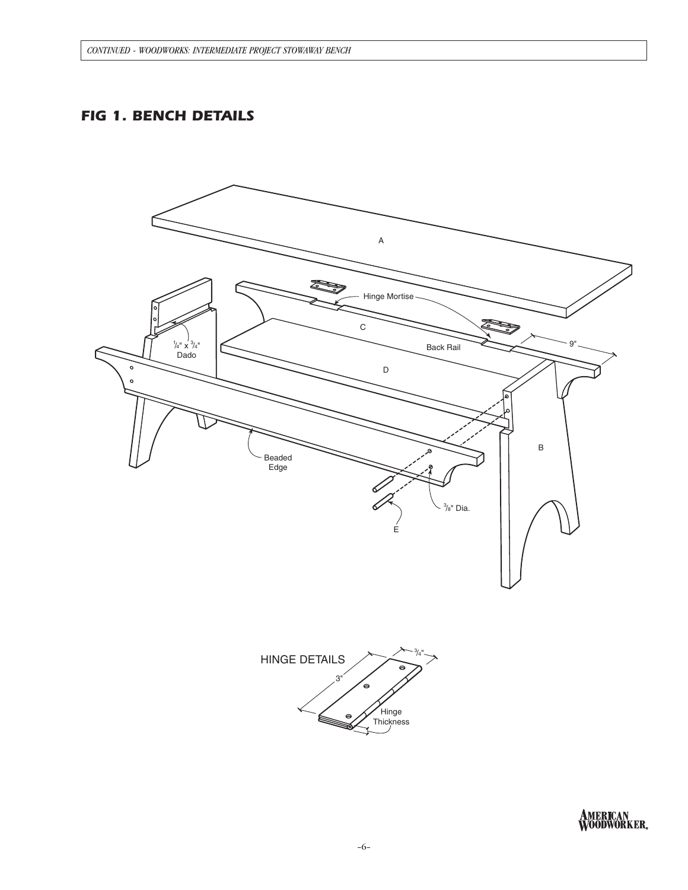## FIG 1. BENCH DETAILS

A

Hinge Mortise

C

Back Rail

9"

$\frac{1}{4}$" x $\frac{3}{4}$"
Dado

D

B

Beaded
Edge

$\frac{3}{8}$" Dia.

E

HINGE DETAILS

3"

$\frac{3}{4}$"

Hinge
Thickness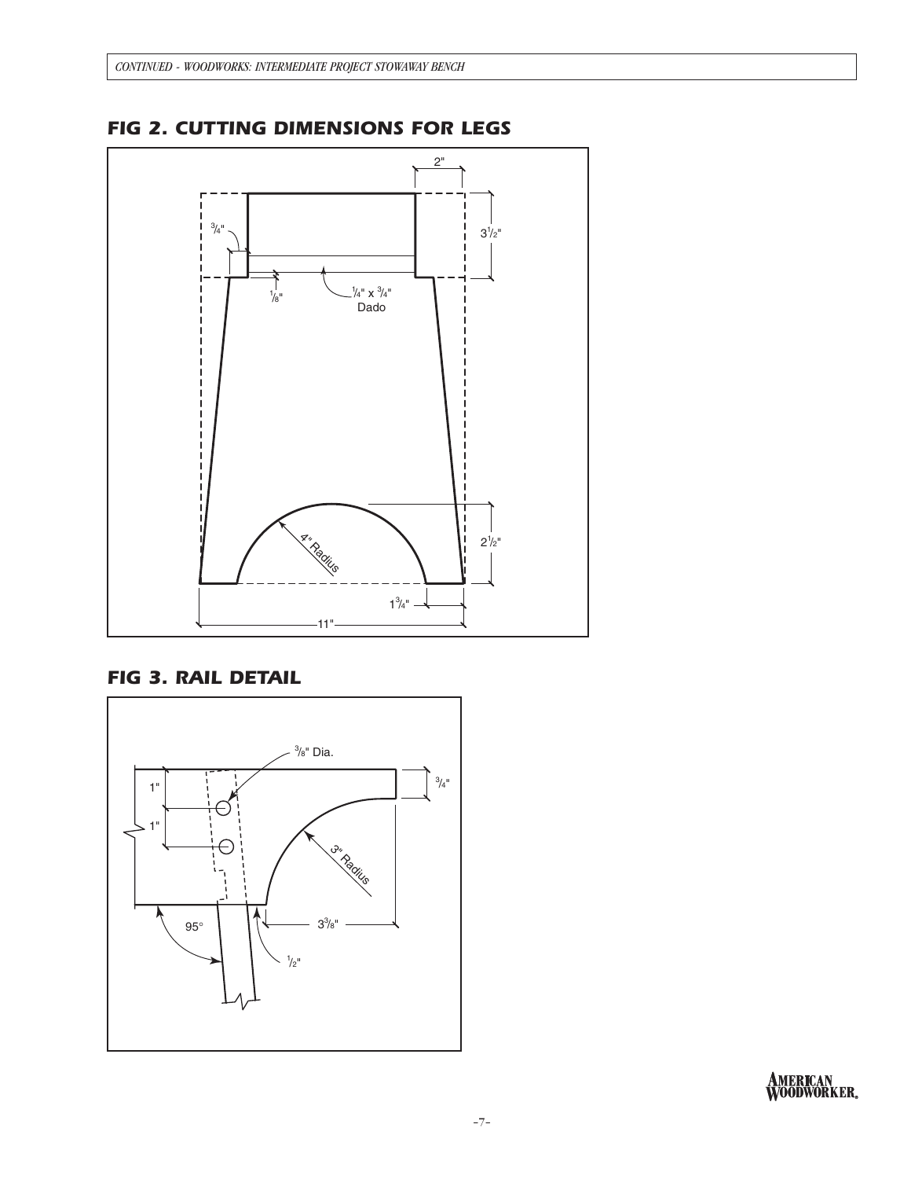## FIG 2. CUTTING DIMENSIONS FOR LEGS

2"

3½"

¾"

⅛"

¼" x ¾" Dado

4" Radius

2½"

1¾"

11"

## FIG 3. RAIL DETAIL

⅜" Dia.

¾"

1"

1"

3" Radius

95°

3⅜"

½"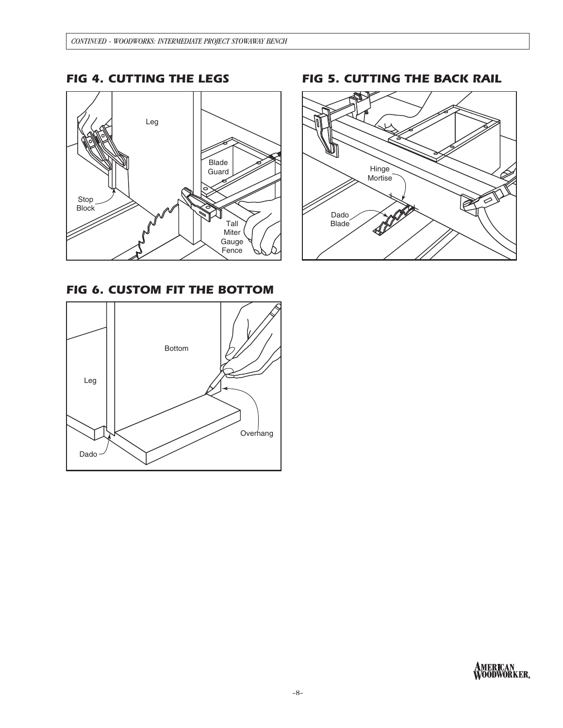## FIG 4. CUTTING THE LEGS

Leg

Stop Block

Blade Guard

Tall Miter Gauge Fence

## FIG 5. CUTTING THE BACK RAIL

Hinge Mortise

Dado Blade

## FIG 6. CUSTOM FIT THE BOTTOM

Bottom

Leg

Overhang

Dado